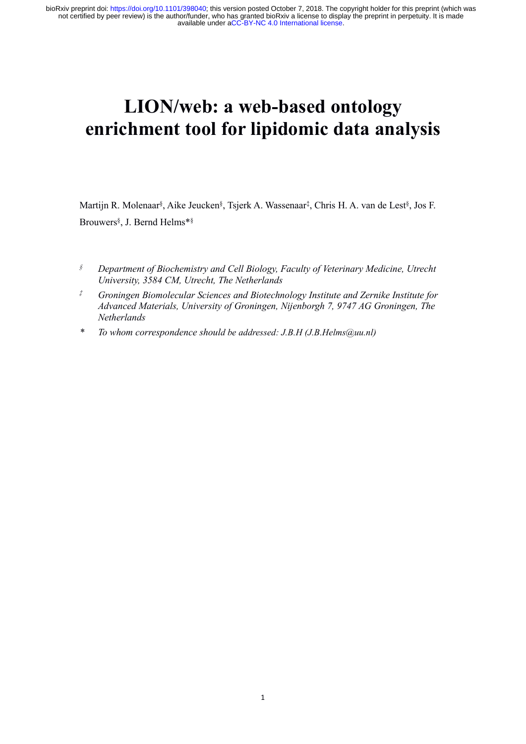# LION/web: a web-based ontology enrichment tool for lipidomic data analysis

Martijn R. Molenaar[§], Aike Jeucken[§], Tsjerk A. Wassenaar[‡], Chris H. A. van de Lest[§], Jos F. Brouwers[§], J. Bernd Helms*[§]

[§] *Department of Biochemistry and Cell Biology, Faculty of Veterinary Medicine, Utrecht University, 3584 CM, Utrecht, The Netherlands*

[‡] *Groningen Biomolecular Sciences and Biotechnology Institute and Zernike Institute for Advanced Materials, University of Groningen, Nijenborgh 7, 9747 AG Groningen, The Netherlands*

\* *To whom correspondence should be addressed: J.B.H (J.B.Helms@uu.nl)*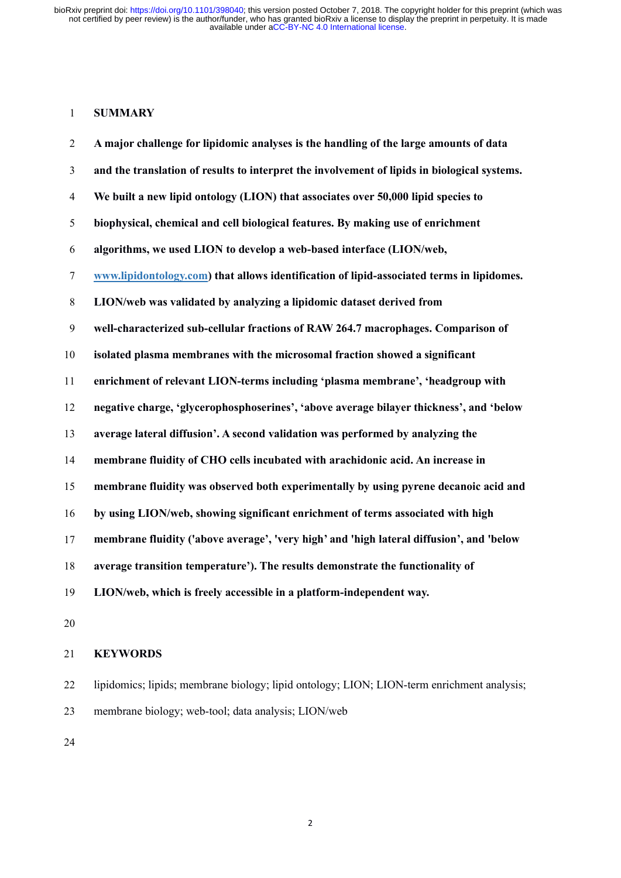## SUMMARY

**A major challenge for lipidomic analyses is the handling of the large amounts of data and the translation of results to interpret the involvement of lipids in biological systems. We built a new lipid ontology (LION) that associates over 50,000 lipid species to biophysical, chemical and cell biological features. By making use of enrichment algorithms, we used LION to develop a web-based interface (LION/web, [www.lipidontology.com](www.lipidontology.com)) that allows identification of lipid-associated terms in lipidomes. LION/web was validated by analyzing a lipidomic dataset derived from well-characterized sub-cellular fractions of RAW 264.7 macrophages. Comparison of isolated plasma membranes with the microsomal fraction showed a significant enrichment of relevant LION-terms including 'plasma membrane', 'headgroup with negative charge, 'glycerophosphoserines', 'above average bilayer thickness', and 'below average lateral diffusion'. A second validation was performed by analyzing the membrane fluidity of CHO cells incubated with arachidonic acid. An increase in membrane fluidity was observed both experimentally by using pyrene decanoic acid and by using LION/web, showing significant enrichment of terms associated with high membrane fluidity ('above average', 'very high' and 'high lateral diffusion', and 'below average transition temperature'). The results demonstrate the functionality of LION/web, which is freely accessible in a platform-independent way.**

## KEYWORDS

lipidomics; lipids; membrane biology; lipid ontology; LION; LION-term enrichment analysis; membrane biology; web-tool; data analysis; LION/web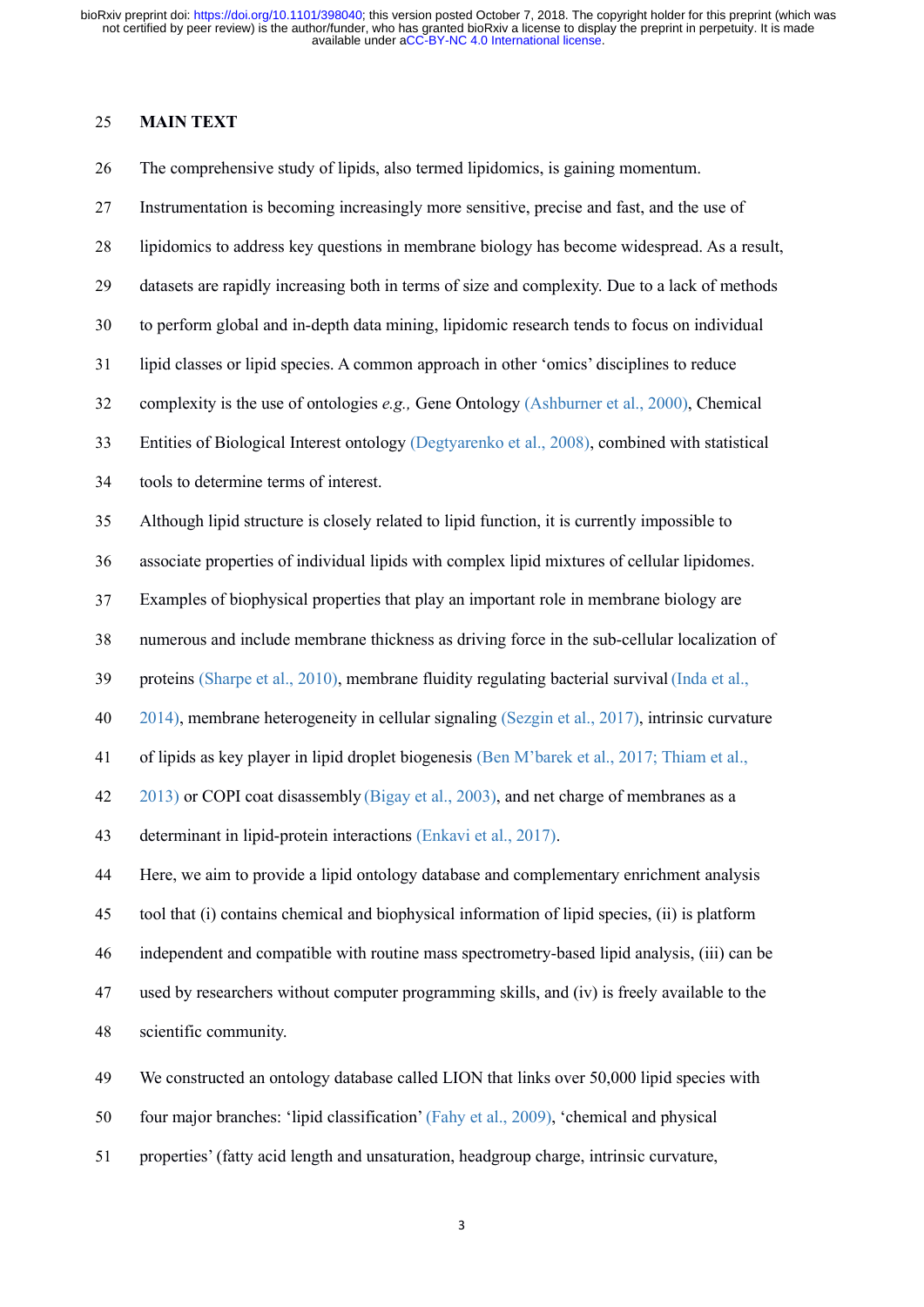## MAIN TEXT

The comprehensive study of lipids, also termed lipidomics, is gaining momentum. Instrumentation is becoming increasingly more sensitive, precise and fast, and the use of lipidomics to address key questions in membrane biology has become widespread. As a result, datasets are rapidly increasing both in terms of size and complexity. Due to a lack of methods to perform global and in-depth data mining, lipidomic research tends to focus on individual lipid classes or lipid species. A common approach in other 'omics' disciplines to reduce complexity is the use of ontologies *e.g.,* Gene Ontology (Ashburner et al., 2000), Chemical Entities of Biological Interest ontology (Degtyarenko et al., 2008), combined with statistical tools to determine terms of interest.

Although lipid structure is closely related to lipid function, it is currently impossible to associate properties of individual lipids with complex lipid mixtures of cellular lipidomes. Examples of biophysical properties that play an important role in membrane biology are numerous and include membrane thickness as driving force in the sub-cellular localization of proteins (Sharpe et al., 2010), membrane fluidity regulating bacterial survival (Inda et al., 2014), membrane heterogeneity in cellular signaling (Sezgin et al., 2017), intrinsic curvature of lipids as key player in lipid droplet biogenesis (Ben M'barek et al., 2017; Thiam et al., 2013) or COPI coat disassembly (Bigay et al., 2003), and net charge of membranes as a determinant in lipid-protein interactions (Enkavi et al., 2017).

Here, we aim to provide a lipid ontology database and complementary enrichment analysis tool that (i) contains chemical and biophysical information of lipid species, (ii) is platform independent and compatible with routine mass spectrometry-based lipid analysis, (iii) can be used by researchers without computer programming skills, and (iv) is freely available to the scientific community.

We constructed an ontology database called LION that links over 50,000 lipid species with four major branches: 'lipid classification' (Fahy et al., 2009), 'chemical and physical properties' (fatty acid length and unsaturation, headgroup charge, intrinsic curvature,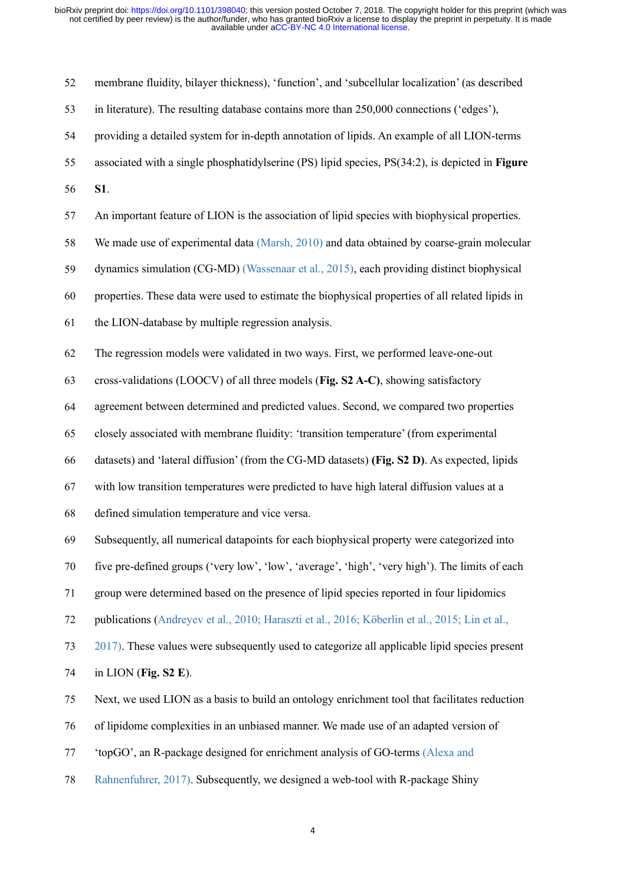membrane fluidity, bilayer thickness), 'function', and 'subcellular localization' (as described in literature). The resulting database contains more than 250,000 connections ('edges'), providing a detailed system for in-depth annotation of lipids. An example of all LION-terms associated with a single phosphatidylserine (PS) lipid species, PS(34:2), is depicted in **Figure S1**.

An important feature of LION is the association of lipid species with biophysical properties. We made use of experimental data (Marsh, 2010) and data obtained by coarse-grain molecular dynamics simulation (CG-MD) (Wassenaar et al., 2015), each providing distinct biophysical properties. These data were used to estimate the biophysical properties of all related lipids in the LION-database by multiple regression analysis.

The regression models were validated in two ways. First, we performed leave-one-out cross-validations (LOOCV) of all three models (**Fig. S2 A-C)**, showing satisfactory agreement between determined and predicted values. Second, we compared two properties closely associated with membrane fluidity: 'transition temperature' (from experimental datasets) and 'lateral diffusion' (from the CG-MD datasets) **(Fig. S2 D)**. As expected, lipids with low transition temperatures were predicted to have high lateral diffusion values at a defined simulation temperature and vice versa.

Subsequently, all numerical datapoints for each biophysical property were categorized into five pre-defined groups ('very low', 'low', 'average', 'high', 'very high'). The limits of each group were determined based on the presence of lipid species reported in four lipidomics publications (Andreyev et al., 2010; Haraszti et al., 2016; Köberlin et al., 2015; Lin et al., 2017). These values were subsequently used to categorize all applicable lipid species present in LION (**Fig. S2 E**).

Next, we used LION as a basis to build an ontology enrichment tool that facilitates reduction of lipidome complexities in an unbiased manner. We made use of an adapted version of 'topGO', an R-package designed for enrichment analysis of GO-terms (Alexa and Rahnenfuhrer, 2017). Subsequently, we designed a web-tool with R-package Shiny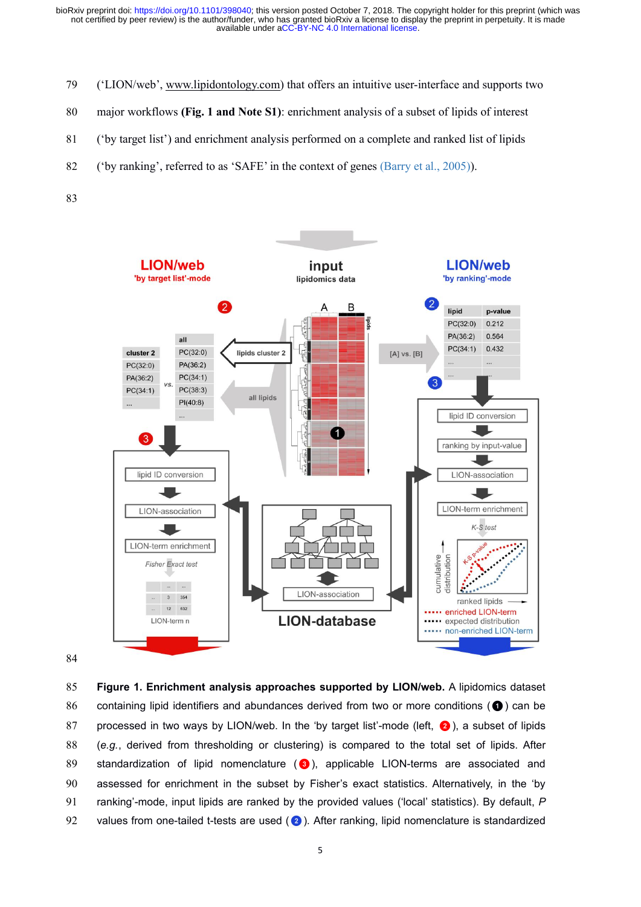('LION/web', www.lipidontology.com) that offers an intuitive user-interface and supports two major workflows **(Fig. 1 and Note S1)**: enrichment analysis of a subset of lipids of interest ('by target list') and enrichment analysis performed on a complete and ranked list of lipids ('by ranking', referred to as 'SAFE' in the context of genes (Barry et al., 2005)).

**Figure 1. Enrichment analysis approaches supported by LION/web.** A lipidomics dataset containing lipid identifiers and abundances derived from two or more conditions (❶) can be processed in two ways by LION/web. In the 'by target list'-mode (left, ❷), a subset of lipids (*e.g.*, derived from thresholding or clustering) is compared to the total set of lipids. After standardization of lipid nomenclature (❸), applicable LION-terms are associated and assessed for enrichment in the subset by Fisher's exact statistics. Alternatively, in the 'by ranking'-mode, input lipids are ranked by the provided values ('local' statistics). By default, *P* values from one-tailed t-tests are used (❷). After ranking, lipid nomenclature is standardized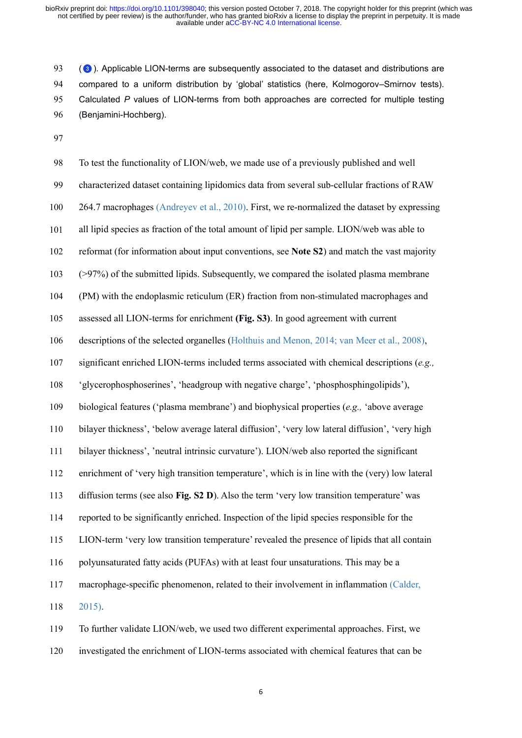(③). Applicable LION-terms are subsequently associated to the dataset and distributions are compared to a uniform distribution by 'global' statistics (here, Kolmogorov–Smirnov tests). Calculated *P* values of LION-terms from both approaches are corrected for multiple testing (Benjamini-Hochberg).

To test the functionality of LION/web, we made use of a previously published and well characterized dataset containing lipidomics data from several sub-cellular fractions of RAW 264.7 macrophages (Andreyev et al., 2010). First, we re-normalized the dataset by expressing all lipid species as fraction of the total amount of lipid per sample. LION/web was able to reformat (for information about input conventions, see **Note S2**) and match the vast majority (>97%) of the submitted lipids. Subsequently, we compared the isolated plasma membrane (PM) with the endoplasmic reticulum (ER) fraction from non-stimulated macrophages and assessed all LION-terms for enrichment **(Fig. S3)**. In good agreement with current descriptions of the selected organelles (Holthuis and Menon, 2014; van Meer et al., 2008), significant enriched LION-terms included terms associated with chemical descriptions (*e.g.,* 'glycerophosphoserines', 'headgroup with negative charge', 'phosphosphingolipids'), biological features ('plasma membrane') and biophysical properties (*e.g.,* 'above average bilayer thickness', 'below average lateral diffusion', 'very low lateral diffusion', 'very high bilayer thickness', 'neutral intrinsic curvature'). LION/web also reported the significant enrichment of 'very high transition temperature', which is in line with the (very) low lateral diffusion terms (see also **Fig. S2 D**). Also the term 'very low transition temperature' was reported to be significantly enriched. Inspection of the lipid species responsible for the LION-term 'very low transition temperature' revealed the presence of lipids that all contain polyunsaturated fatty acids (PUFAs) with at least four unsaturations. This may be a macrophage-specific phenomenon, related to their involvement in inflammation (Calder, 2015).

To further validate LION/web, we used two different experimental approaches. First, we investigated the enrichment of LION-terms associated with chemical features that can be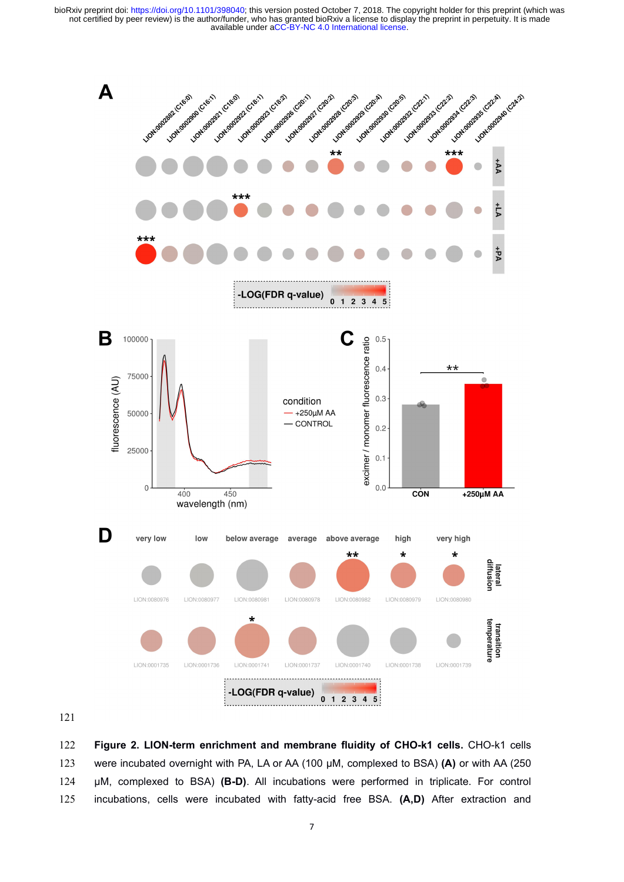**Figure 2. LION-term enrichment and membrane fluidity of CHO-k1 cells.** CHO-k1 cells were incubated overnight with PA, LA or AA (100 µM, complexed to BSA) **(A)** or with AA (250 µM, complexed to BSA) **(B-D)**. All incubations were performed in triplicate. For control incubations, cells were incubated with fatty-acid free BSA. **(A,D)** After extraction and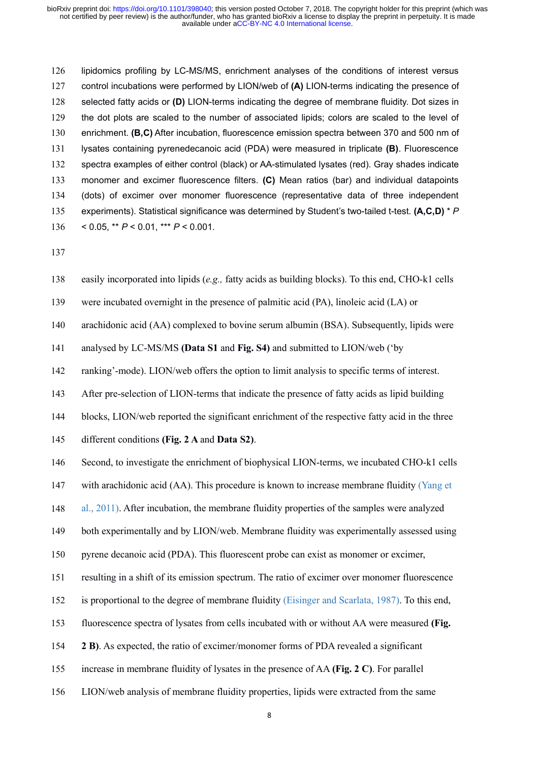lipidomics profiling by LC-MS/MS, enrichment analyses of the conditions of interest versus control incubations were performed by LION/web of **(A)** LION-terms indicating the presence of selected fatty acids or **(D)** LION-terms indicating the degree of membrane fluidity. Dot sizes in the dot plots are scaled to the number of associated lipids; colors are scaled to the level of enrichment. **(B,C)** After incubation, fluorescence emission spectra between 370 and 500 nm of lysates containing pyrenedecanoic acid (PDA) were measured in triplicate **(B)**. Fluorescence spectra examples of either control (black) or AA-stimulated lysates (red). Gray shades indicate monomer and excimer fluorescence filters. **(C)** Mean ratios (bar) and individual datapoints (dots) of excimer over monomer fluorescence (representative data of three independent experiments). Statistical significance was determined by Student's two-tailed t-test. **(A,C,D)** * $P < 0.05$, ** $P < 0.01$, *** $P < 0.001$.

easily incorporated into lipids (*e.g.,* fatty acids as building blocks). To this end, CHO-k1 cells were incubated overnight in the presence of palmitic acid (PA), linoleic acid (LA) or arachidonic acid (AA) complexed to bovine serum albumin (BSA). Subsequently, lipids were analysed by LC-MS/MS **(Data S1** and **Fig. S4)** and submitted to LION/web ('by ranking'-mode). LION/web offers the option to limit analysis to specific terms of interest. After pre-selection of LION-terms that indicate the presence of fatty acids as lipid building blocks, LION/web reported the significant enrichment of the respective fatty acid in the three different conditions **(Fig. 2 A** and **Data S2)**.

Second, to investigate the enrichment of biophysical LION-terms, we incubated CHO-k1 cells with arachidonic acid (AA). This procedure is known to increase membrane fluidity (Yang et al., 2011). After incubation, the membrane fluidity properties of the samples were analyzed both experimentally and by LION/web. Membrane fluidity was experimentally assessed using pyrene decanoic acid (PDA). This fluorescent probe can exist as monomer or excimer, resulting in a shift of its emission spectrum. The ratio of excimer over monomer fluorescence is proportional to the degree of membrane fluidity (Eisinger and Scarlata, 1987). To this end, fluorescence spectra of lysates from cells incubated with or without AA were measured **(Fig. 2 B)**. As expected, the ratio of excimer/monomer forms of PDA revealed a significant increase in membrane fluidity of lysates in the presence of AA **(Fig. 2 C)**. For parallel LION/web analysis of membrane fluidity properties, lipids were extracted from the same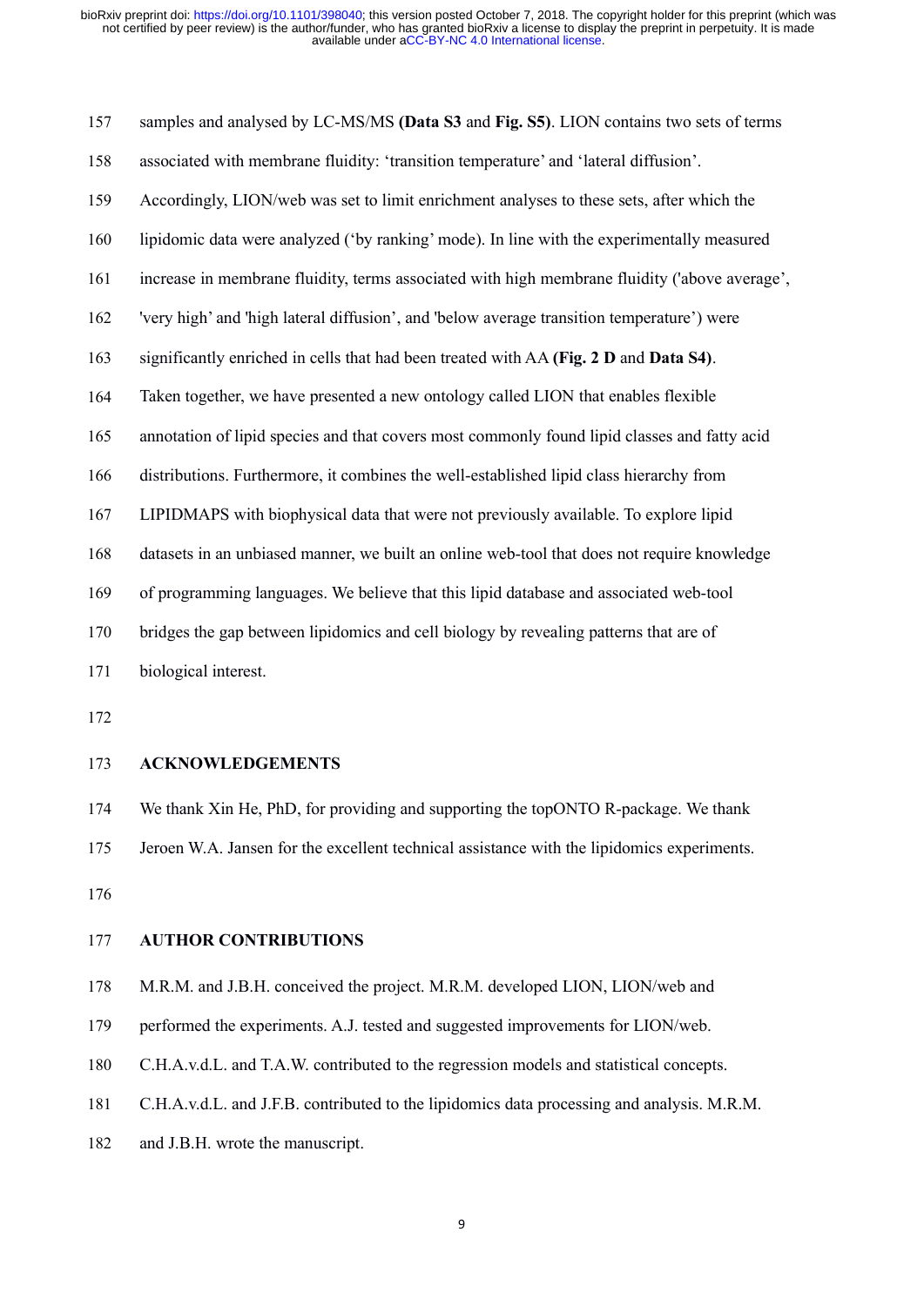samples and analysed by LC-MS/MS **(Data S3** and **Fig. S5)**. LION contains two sets of terms associated with membrane fluidity: 'transition temperature' and 'lateral diffusion'. Accordingly, LION/web was set to limit enrichment analyses to these sets, after which the lipidomic data were analyzed ('by ranking' mode). In line with the experimentally measured increase in membrane fluidity, terms associated with high membrane fluidity ('above average', 'very high' and 'high lateral diffusion', and 'below average transition temperature') were significantly enriched in cells that had been treated with AA **(Fig. 2 D** and **Data S4)**.

Taken together, we have presented a new ontology called LION that enables flexible annotation of lipid species and that covers most commonly found lipid classes and fatty acid distributions. Furthermore, it combines the well-established lipid class hierarchy from LIPIDMAPS with biophysical data that were not previously available. To explore lipid datasets in an unbiased manner, we built an online web-tool that does not require knowledge of programming languages. We believe that this lipid database and associated web-tool bridges the gap between lipidomics and cell biology by revealing patterns that are of biological interest.

## ACKNOWLEDGEMENTS

We thank Xin He, PhD, for providing and supporting the topONTO R-package. We thank Jeroen W.A. Jansen for the excellent technical assistance with the lipidomics experiments.

## AUTHOR CONTRIBUTIONS

M.R.M. and J.B.H. conceived the project. M.R.M. developed LION, LION/web and performed the experiments. A.J. tested and suggested improvements for LION/web. C.H.A.v.d.L. and T.A.W. contributed to the regression models and statistical concepts. C.H.A.v.d.L. and J.F.B. contributed to the lipidomics data processing and analysis. M.R.M. and J.B.H. wrote the manuscript.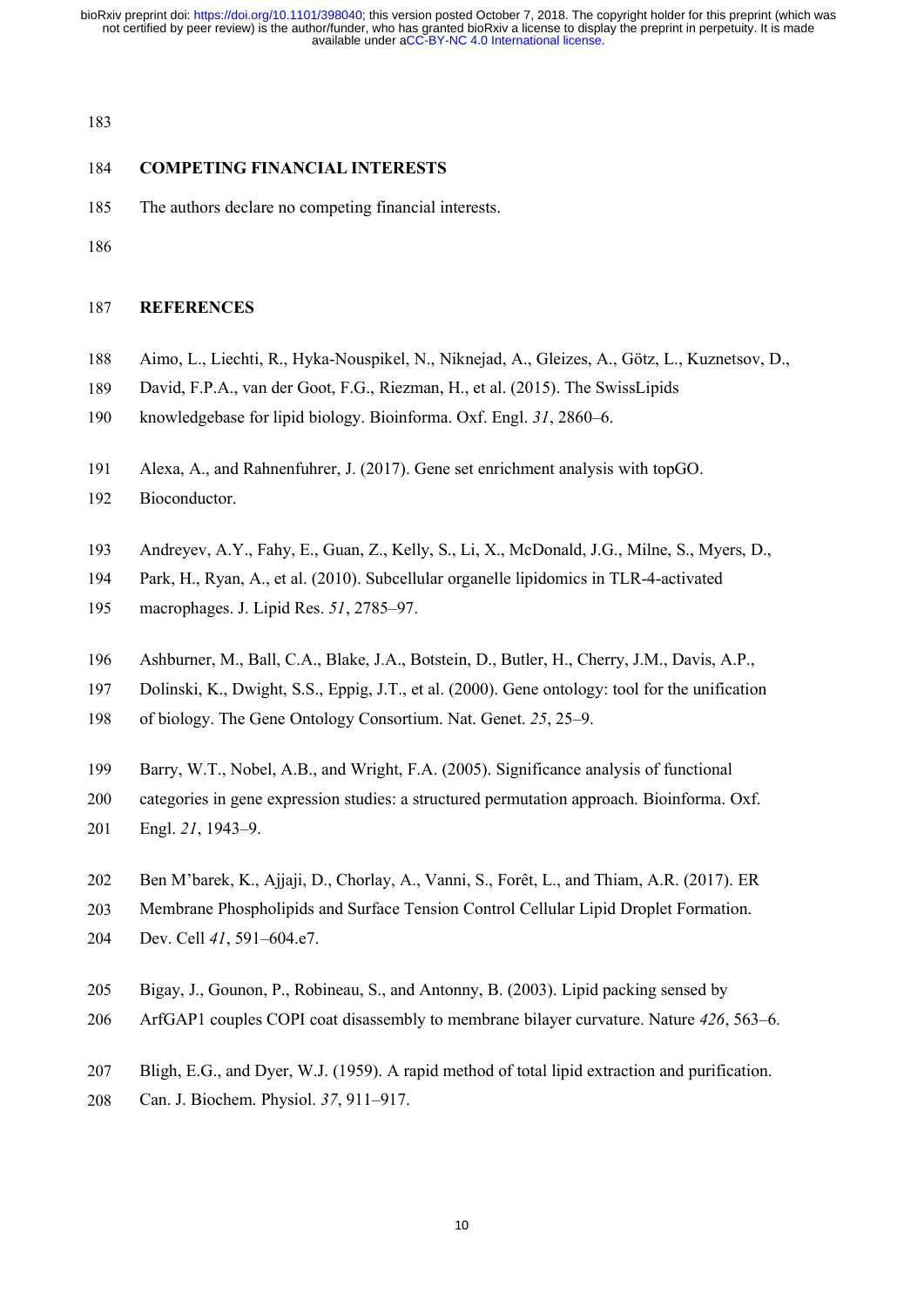## COMPETING FINANCIAL INTERESTS

The authors declare no competing financial interests.

## REFERENCES

Aimo, L., Liechti, R., Hyka-Nouspikel, N., Niknejad, A., Gleizes, A., Götz, L., Kuznetsov, D., David, F.P.A., van der Goot, F.G., Riezman, H., et al. (2015). The SwissLipids knowledgebase for lipid biology. Bioinforma. Oxf. Engl. *31*, 2860–6.

Alexa, A., and Rahnenfuhrer, J. (2017). Gene set enrichment analysis with topGO. Bioconductor.

Andreyev, A.Y., Fahy, E., Guan, Z., Kelly, S., Li, X., McDonald, J.G., Milne, S., Myers, D., Park, H., Ryan, A., et al. (2010). Subcellular organelle lipidomics in TLR-4-activated macrophages. J. Lipid Res. *51*, 2785–97.

Ashburner, M., Ball, C.A., Blake, J.A., Botstein, D., Butler, H., Cherry, J.M., Davis, A.P., Dolinski, K., Dwight, S.S., Eppig, J.T., et al. (2000). Gene ontology: tool for the unification of biology. The Gene Ontology Consortium. Nat. Genet. *25*, 25–9.

Barry, W.T., Nobel, A.B., and Wright, F.A. (2005). Significance analysis of functional categories in gene expression studies: a structured permutation approach. Bioinforma. Oxf. Engl. *21*, 1943–9.

Ben M'barek, K., Ajjaji, D., Chorlay, A., Vanni, S., Forêt, L., and Thiam, A.R. (2017). ER Membrane Phospholipids and Surface Tension Control Cellular Lipid Droplet Formation. Dev. Cell *41*, 591–604.e7.

Bigay, J., Gounon, P., Robineau, S., and Antonny, B. (2003). Lipid packing sensed by ArfGAP1 couples COPI coat disassembly to membrane bilayer curvature. Nature *426*, 563–6.

Bligh, E.G., and Dyer, W.J. (1959). A rapid method of total lipid extraction and purification. Can. J. Biochem. Physiol. *37*, 911–917.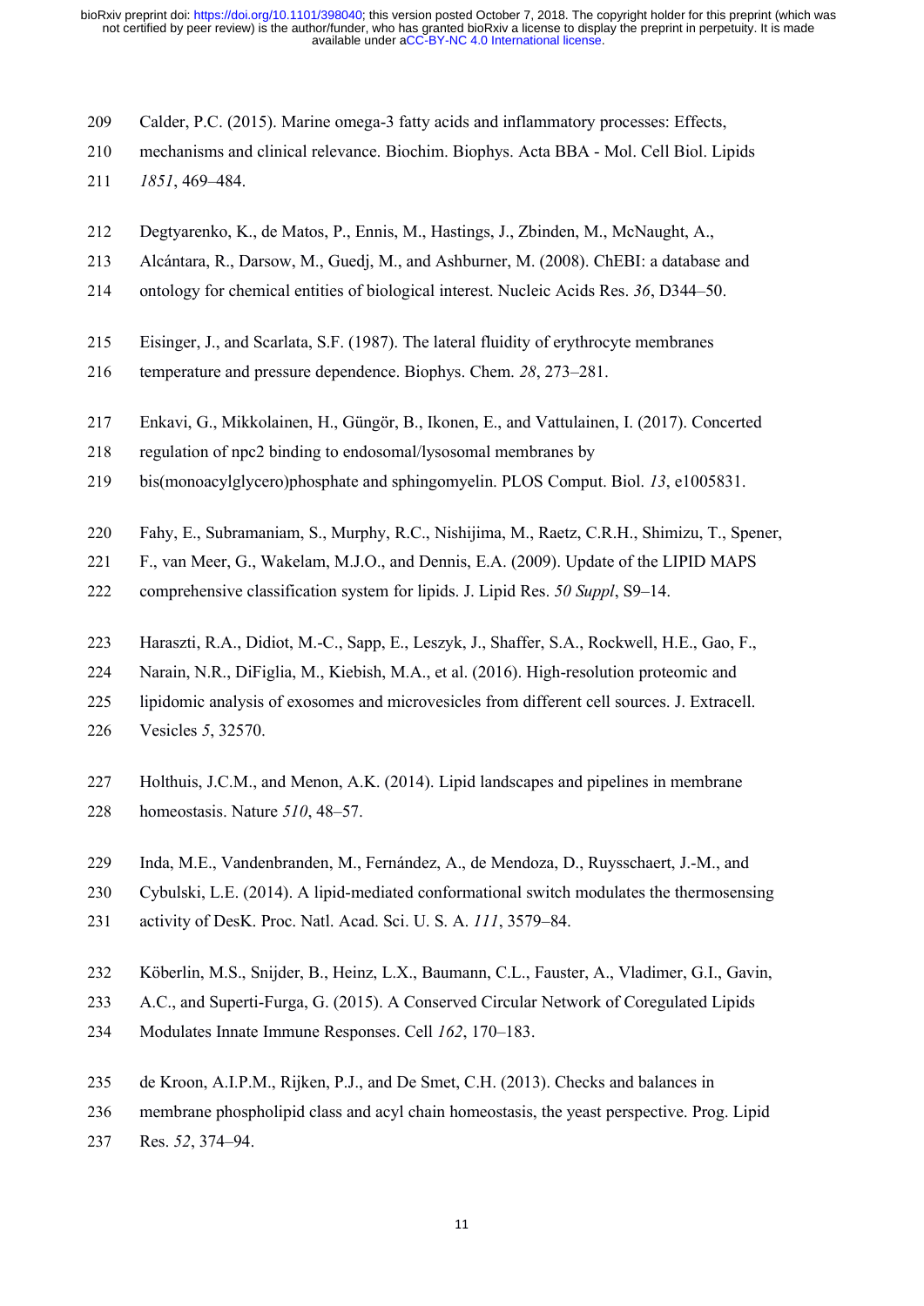Calder, P.C. (2015). Marine omega-3 fatty acids and inflammatory processes: Effects, mechanisms and clinical relevance. Biochim. Biophys. Acta BBA - Mol. Cell Biol. Lipids *1851*, 469–484.

Degtyarenko, K., de Matos, P., Ennis, M., Hastings, J., Zbinden, M., McNaught, A., Alcántara, R., Darsow, M., Guedj, M., and Ashburner, M. (2008). ChEBI: a database and ontology for chemical entities of biological interest. Nucleic Acids Res. *36*, D344–50.

Eisinger, J., and Scarlata, S.F. (1987). The lateral fluidity of erythrocyte membranes temperature and pressure dependence. Biophys. Chem. *28*, 273–281.

Enkavi, G., Mikkolainen, H., Güngör, B., Ikonen, E., and Vattulainen, I. (2017). Concerted regulation of npc2 binding to endosomal/lysosomal membranes by bis(monoacylglycero)phosphate and sphingomyelin. PLOS Comput. Biol. *13*, e1005831.

Fahy, E., Subramaniam, S., Murphy, R.C., Nishijima, M., Raetz, C.R.H., Shimizu, T., Spener, F., van Meer, G., Wakelam, M.J.O., and Dennis, E.A. (2009). Update of the LIPID MAPS comprehensive classification system for lipids. J. Lipid Res. *50 Suppl*, S9–14.

Haraszti, R.A., Didiot, M.-C., Sapp, E., Leszyk, J., Shaffer, S.A., Rockwell, H.E., Gao, F., Narain, N.R., DiFiglia, M., Kiebish, M.A., et al. (2016). High-resolution proteomic and lipidomic analysis of exosomes and microvesicles from different cell sources. J. Extracell. Vesicles *5*, 32570.

Holthuis, J.C.M., and Menon, A.K. (2014). Lipid landscapes and pipelines in membrane homeostasis. Nature *510*, 48–57.

Inda, M.E., Vandenbranden, M., Fernández, A., de Mendoza, D., Ruysschaert, J.-M., and Cybulski, L.E. (2014). A lipid-mediated conformational switch modulates the thermosensing activity of DesK. Proc. Natl. Acad. Sci. U. S. A. *111*, 3579–84.

Köberlin, M.S., Snijder, B., Heinz, L.X., Baumann, C.L., Fauster, A., Vladimer, G.I., Gavin, A.C., and Superti-Furga, G. (2015). A Conserved Circular Network of Coregulated Lipids Modulates Innate Immune Responses. Cell *162*, 170–183.

de Kroon, A.I.P.M., Rijken, P.J., and De Smet, C.H. (2013). Checks and balances in membrane phospholipid class and acyl chain homeostasis, the yeast perspective. Prog. Lipid Res. *52*, 374–94.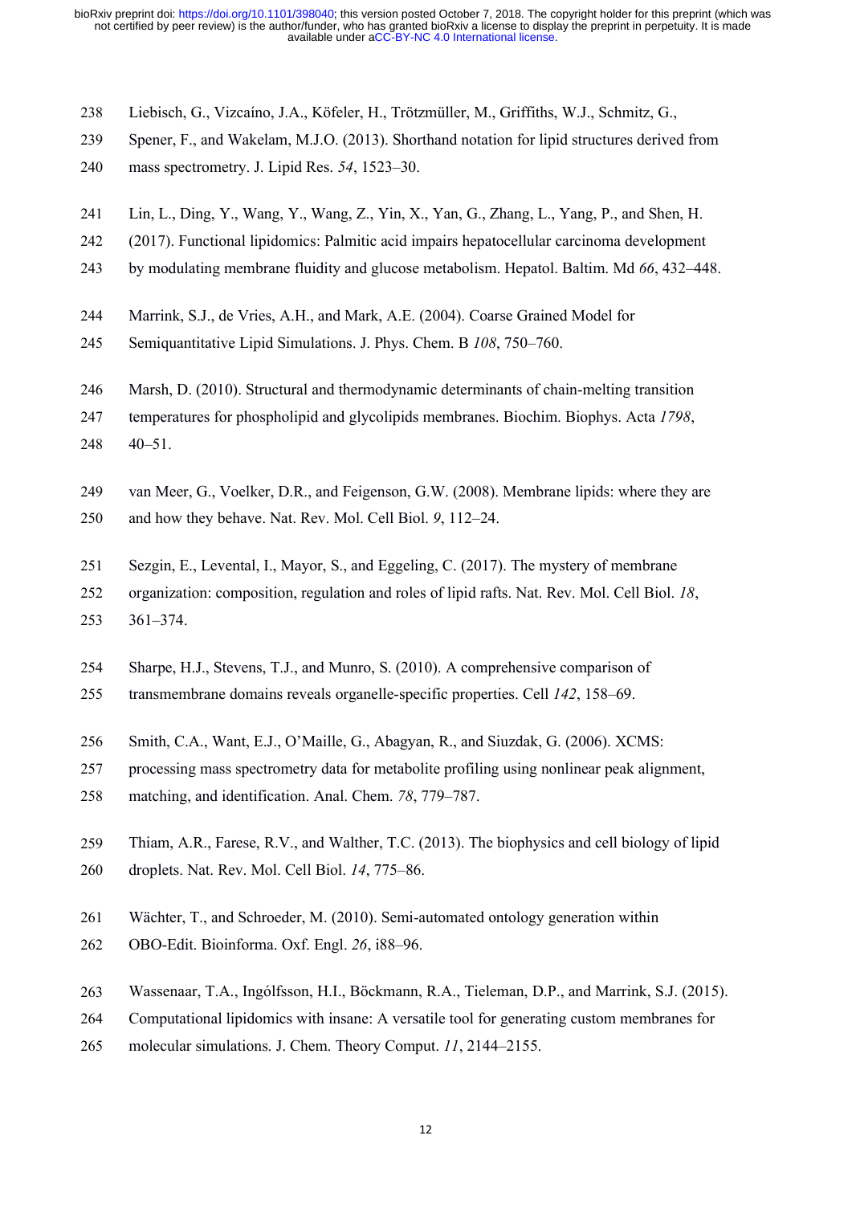238 Liebisch, G., Vizcaíno, J.A., Köfeler, H., Trötzmüller, M., Griffiths, W.J., Schmitz, G.,
239 Spener, F., and Wakelam, M.J.O. (2013). Shorthand notation for lipid structures derived from
240 mass spectrometry. J. Lipid Res. *54*, 1523–30.

241 Lin, L., Ding, Y., Wang, Y., Wang, Z., Yin, X., Yan, G., Zhang, L., Yang, P., and Shen, H.
242 (2017). Functional lipidomics: Palmitic acid impairs hepatocellular carcinoma development
243 by modulating membrane fluidity and glucose metabolism. Hepatol. Baltim. Md *66*, 432–448.

244 Marrink, S.J., de Vries, A.H., and Mark, A.E. (2004). Coarse Grained Model for
245 Semiquantitative Lipid Simulations. J. Phys. Chem. B *108*, 750–760.

246 Marsh, D. (2010). Structural and thermodynamic determinants of chain-melting transition
247 temperatures for phospholipid and glycolipids membranes. Biochim. Biophys. Acta *1798*,
248 40–51.

249 van Meer, G., Voelker, D.R., and Feigenson, G.W. (2008). Membrane lipids: where they are
250 and how they behave. Nat. Rev. Mol. Cell Biol. *9*, 112–24.

251 Sezgin, E., Levental, I., Mayor, S., and Eggeling, C. (2017). The mystery of membrane
252 organization: composition, regulation and roles of lipid rafts. Nat. Rev. Mol. Cell Biol. *18*,
253 361–374.

254 Sharpe, H.J., Stevens, T.J., and Munro, S. (2010). A comprehensive comparison of
255 transmembrane domains reveals organelle-specific properties. Cell *142*, 158–69.

256 Smith, C.A., Want, E.J., O'Maille, G., Abagyan, R., and Siuzdak, G. (2006). XCMS:
257 processing mass spectrometry data for metabolite profiling using nonlinear peak alignment,
258 matching, and identification. Anal. Chem. *78*, 779–787.

259 Thiam, A.R., Farese, R.V., and Walther, T.C. (2013). The biophysics and cell biology of lipid
260 droplets. Nat. Rev. Mol. Cell Biol. *14*, 775–86.

261 Wächter, T., and Schroeder, M. (2010). Semi-automated ontology generation within
262 OBO-Edit. Bioinforma. Oxf. Engl. *26*, i88–96.

263 Wassenaar, T.A., Ingólfsson, H.I., Böckmann, R.A., Tieleman, D.P., and Marrink, S.J. (2015).
264 Computational lipidomics with insane: A versatile tool for generating custom membranes for
265 molecular simulations. J. Chem. Theory Comput. *11*, 2144–2155.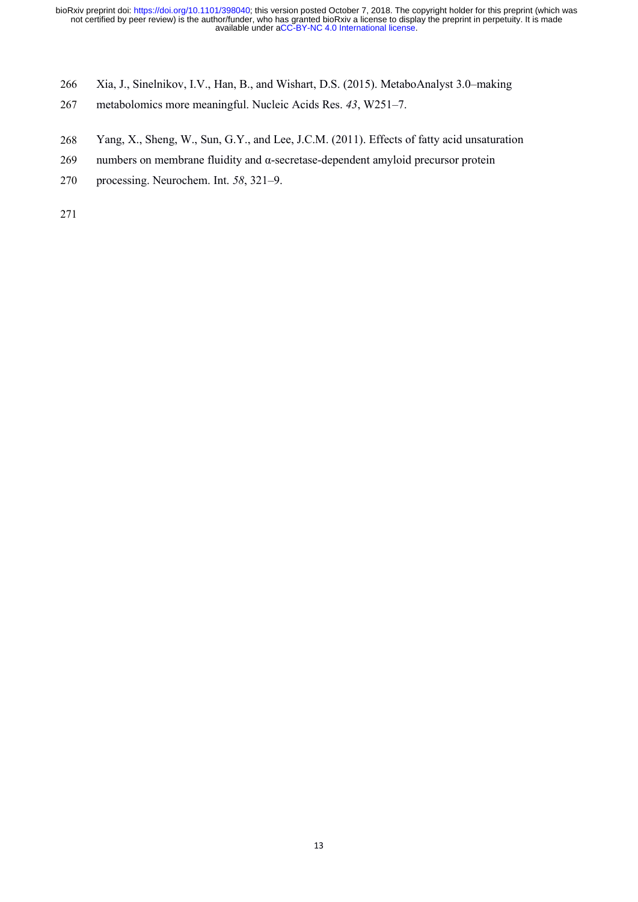Xia, J., Sinelnikov, I.V., Han, B., and Wishart, D.S. (2015). MetaboAnalyst 3.0–making metabolomics more meaningful. Nucleic Acids Res. *43*, W251–7.

Yang, X., Sheng, W., Sun, G.Y., and Lee, J.C.M. (2011). Effects of fatty acid unsaturation numbers on membrane fluidity and α-secretase-dependent amyloid precursor protein processing. Neurochem. Int. *58*, 321–9.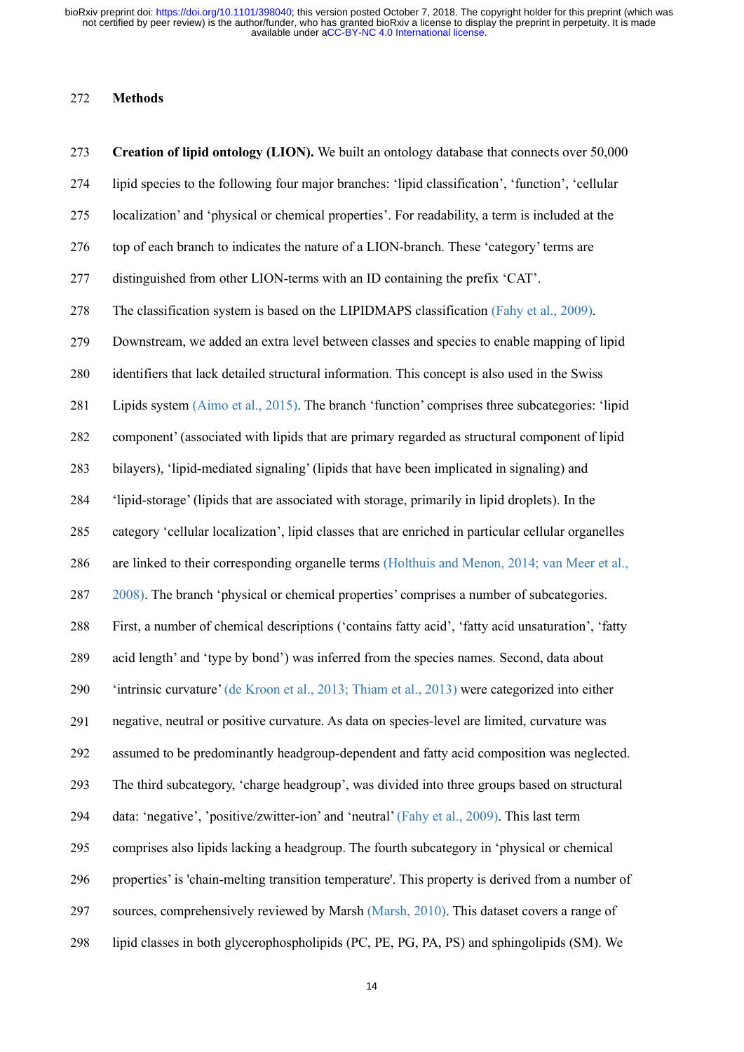## Methods

**Creation of lipid ontology (LION).** We built an ontology database that connects over 50,000 lipid species to the following four major branches: 'lipid classification', 'function', 'cellular localization' and 'physical or chemical properties'. For readability, a term is included at the top of each branch to indicates the nature of a LION-branch. These 'category' terms are distinguished from other LION-terms with an ID containing the prefix 'CAT'.

The classification system is based on the LIPIDMAPS classification (Fahy et al., 2009). Downstream, we added an extra level between classes and species to enable mapping of lipid identifiers that lack detailed structural information. This concept is also used in the Swiss Lipids system (Aimo et al., 2015). The branch 'function' comprises three subcategories: 'lipid component' (associated with lipids that are primary regarded as structural component of lipid bilayers), 'lipid-mediated signaling' (lipids that have been implicated in signaling) and 'lipid-storage' (lipids that are associated with storage, primarily in lipid droplets). In the category 'cellular localization', lipid classes that are enriched in particular cellular organelles are linked to their corresponding organelle terms (Holthuis and Menon, 2014; van Meer et al., 2008). The branch 'physical or chemical properties' comprises a number of subcategories. First, a number of chemical descriptions ('contains fatty acid', 'fatty acid unsaturation', 'fatty acid length' and 'type by bond') was inferred from the species names. Second, data about 'intrinsic curvature' (de Kroon et al., 2013; Thiam et al., 2013) were categorized into either negative, neutral or positive curvature. As data on species-level are limited, curvature was assumed to be predominantly headgroup-dependent and fatty acid composition was neglected. The third subcategory, 'charge headgroup', was divided into three groups based on structural data: 'negative', 'positive/zwitter-ion' and 'neutral' (Fahy et al., 2009). This last term comprises also lipids lacking a headgroup. The fourth subcategory in 'physical or chemical properties' is 'chain-melting transition temperature'. This property is derived from a number of sources, comprehensively reviewed by Marsh (Marsh, 2010). This dataset covers a range of lipid classes in both glycerophospholipids (PC, PE, PG, PA, PS) and sphingolipids (SM). We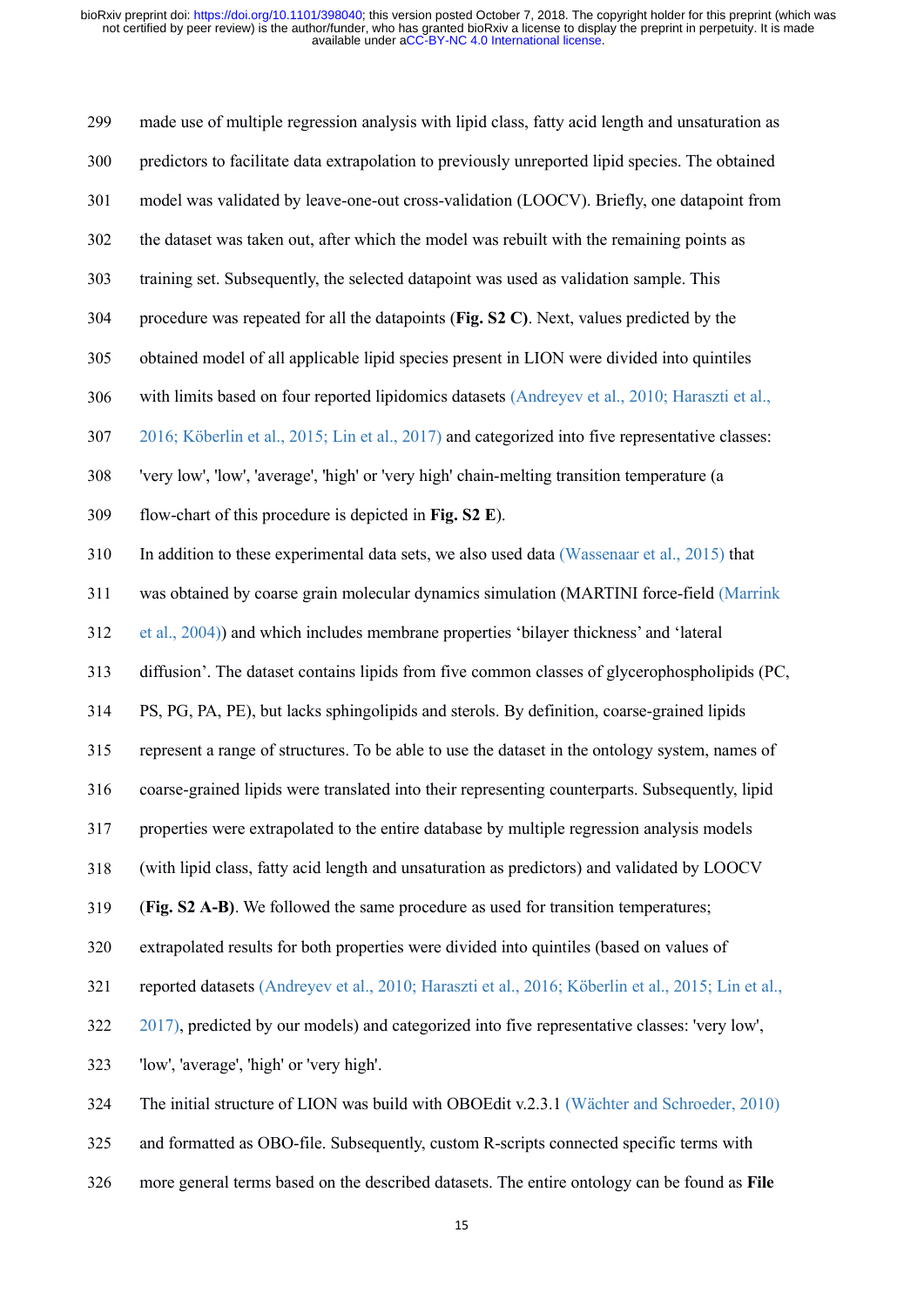made use of multiple regression analysis with lipid class, fatty acid length and unsaturation as predictors to facilitate data extrapolation to previously unreported lipid species. The obtained model was validated by leave-one-out cross-validation (LOOCV). Briefly, one datapoint from the dataset was taken out, after which the model was rebuilt with the remaining points as training set. Subsequently, the selected datapoint was used as validation sample. This procedure was repeated for all the datapoints (**Fig. S2 C)**. Next, values predicted by the obtained model of all applicable lipid species present in LION were divided into quintiles with limits based on four reported lipidomics datasets (Andreyev et al., 2010; Haraszti et al., 2016; Köberlin et al., 2015; Lin et al., 2017) and categorized into five representative classes: 'very low', 'low', 'average', 'high' or 'very high' chain-melting transition temperature (a flow-chart of this procedure is depicted in **Fig. S2 E**).

In addition to these experimental data sets, we also used data (Wassenaar et al., 2015) that was obtained by coarse grain molecular dynamics simulation (MARTINI force-field (Marrink et al., 2004)) and which includes membrane properties 'bilayer thickness' and 'lateral diffusion'. The dataset contains lipids from five common classes of glycerophospholipids (PC, PS, PG, PA, PE), but lacks sphingolipids and sterols. By definition, coarse-grained lipids represent a range of structures. To be able to use the dataset in the ontology system, names of coarse-grained lipids were translated into their representing counterparts. Subsequently, lipid properties were extrapolated to the entire database by multiple regression analysis models (with lipid class, fatty acid length and unsaturation as predictors) and validated by LOOCV (**Fig. S2 A-B)**. We followed the same procedure as used for transition temperatures; extrapolated results for both properties were divided into quintiles (based on values of reported datasets (Andreyev et al., 2010; Haraszti et al., 2016; Köberlin et al., 2015; Lin et al., 2017), predicted by our models) and categorized into five representative classes: 'very low', 'low', 'average', 'high' or 'very high'.

The initial structure of LION was build with OBOEdit v.2.3.1 (Wächter and Schroeder, 2010) and formatted as OBO-file. Subsequently, custom R-scripts connected specific terms with more general terms based on the described datasets. The entire ontology can be found as **File**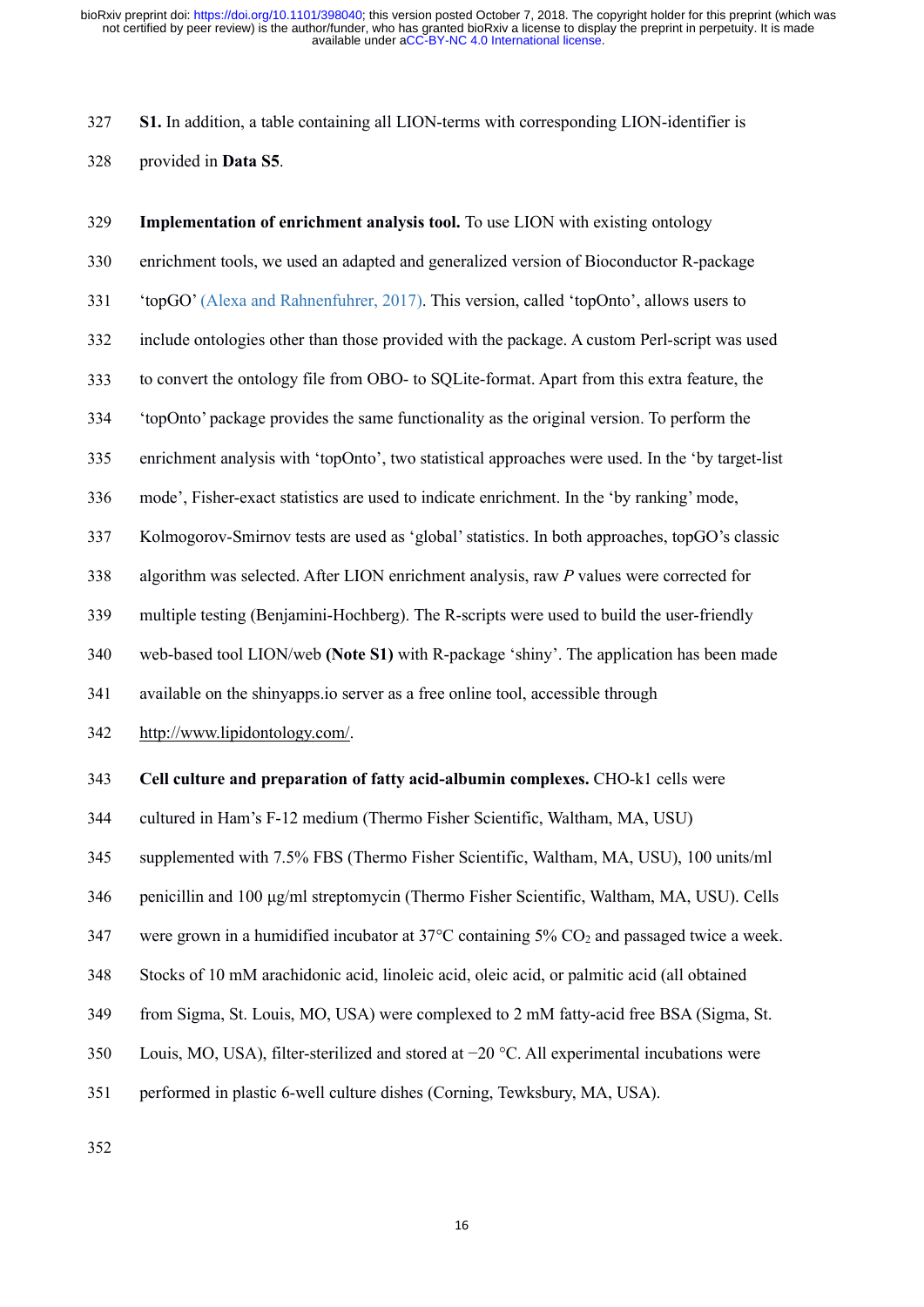**S1.** In addition, a table containing all LION-terms with corresponding LION-identifier is provided in **Data S5**.

**Implementation of enrichment analysis tool.** To use LION with existing ontology enrichment tools, we used an adapted and generalized version of Bioconductor R-package 'topGO' (Alexa and Rahnenfuhrer, 2017). This version, called 'topOnto', allows users to include ontologies other than those provided with the package. A custom Perl-script was used to convert the ontology file from OBO- to SQLite-format. Apart from this extra feature, the 'topOnto' package provides the same functionality as the original version. To perform the enrichment analysis with 'topOnto', two statistical approaches were used. In the 'by target-list mode', Fisher-exact statistics are used to indicate enrichment. In the 'by ranking' mode, Kolmogorov-Smirnov tests are used as 'global' statistics. In both approaches, topGO's classic algorithm was selected. After LION enrichment analysis, raw *P* values were corrected for multiple testing (Benjamini-Hochberg). The R-scripts were used to build the user-friendly web-based tool LION/web **(Note S1)** with R-package 'shiny'. The application has been made available on the shinyapps.io server as a free online tool, accessible through http://www.lipidontology.com/.

**Cell culture and preparation of fatty acid-albumin complexes.** CHO-k1 cells were cultured in Ham's F-12 medium (Thermo Fisher Scientific, Waltham, MA, USU) supplemented with 7.5% FBS (Thermo Fisher Scientific, Waltham, MA, USU), 100 units/ml penicillin and 100 μg/ml streptomycin (Thermo Fisher Scientific, Waltham, MA, USU). Cells were grown in a humidified incubator at 37°C containing 5% $CO_2$ and passaged twice a week. Stocks of 10 mM arachidonic acid, linoleic acid, oleic acid, or palmitic acid (all obtained from Sigma, St. Louis, MO, USA) were complexed to 2 mM fatty-acid free BSA (Sigma, St. Louis, MO, USA), filter-sterilized and stored at −20 °C. All experimental incubations were performed in plastic 6-well culture dishes (Corning, Tewksbury, MA, USA).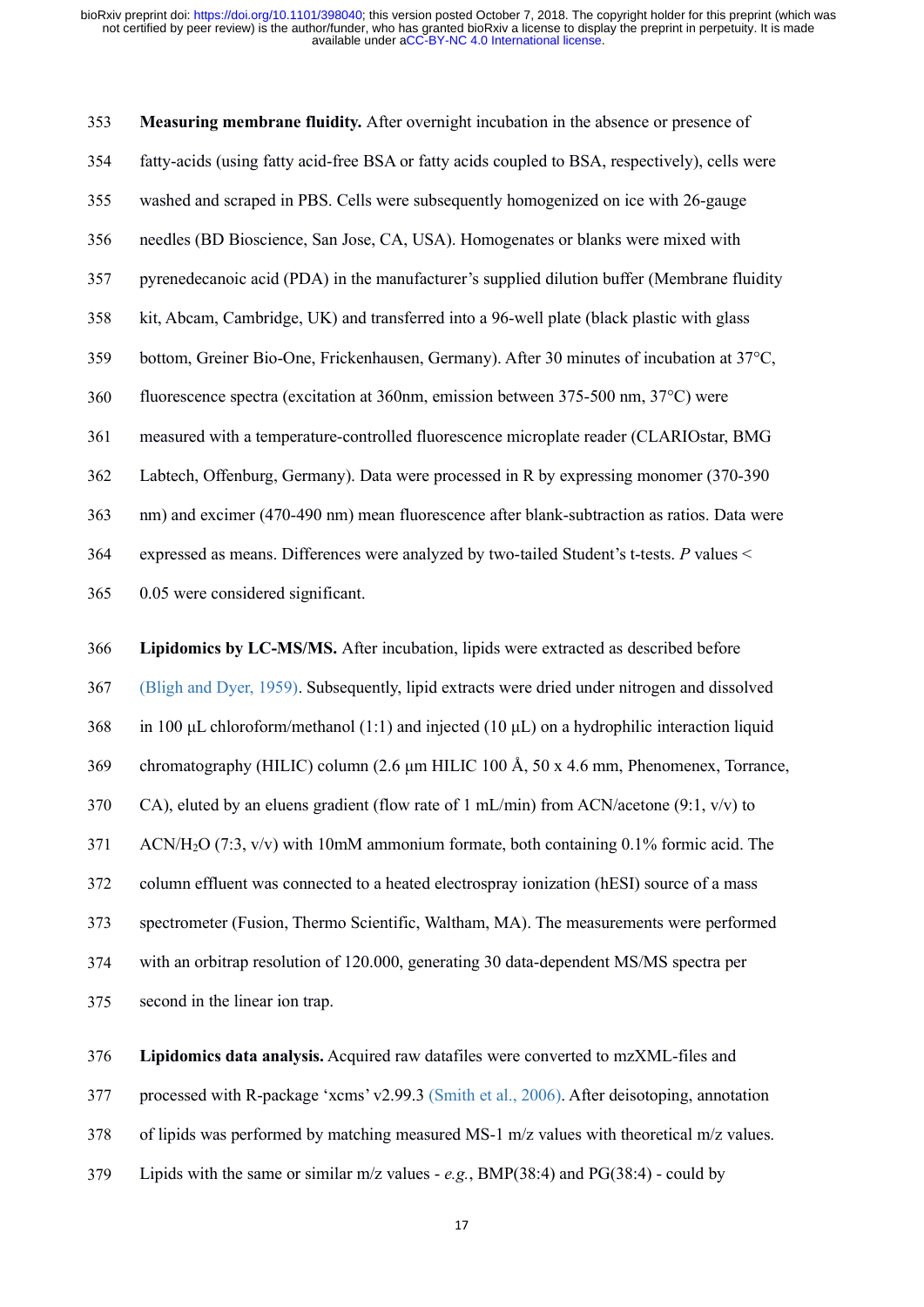**Measuring membrane fluidity.** After overnight incubation in the absence or presence of fatty-acids (using fatty acid-free BSA or fatty acids coupled to BSA, respectively), cells were washed and scraped in PBS. Cells were subsequently homogenized on ice with 26-gauge needles (BD Bioscience, San Jose, CA, USA). Homogenates or blanks were mixed with pyrenedecanoic acid (PDA) in the manufacturer's supplied dilution buffer (Membrane fluidity kit, Abcam, Cambridge, UK) and transferred into a 96-well plate (black plastic with glass bottom, Greiner Bio-One, Frickenhausen, Germany). After 30 minutes of incubation at 37°C, fluorescence spectra (excitation at 360nm, emission between 375-500 nm, 37°C) were measured with a temperature-controlled fluorescence microplate reader (CLARIOstar, BMG Labtech, Offenburg, Germany). Data were processed in R by expressing monomer (370-390 nm) and excimer (470-490 nm) mean fluorescence after blank-subtraction as ratios. Data were expressed as means. Differences were analyzed by two-tailed Student's t-tests. $P$ values < 0.05 were considered significant.

**Lipidomics by LC-MS/MS.** After incubation, lipids were extracted as described before (Bligh and Dyer, 1959). Subsequently, lipid extracts were dried under nitrogen and dissolved in 100 µL chloroform/methanol (1:1) and injected (10 µL) on a hydrophilic interaction liquid chromatography (HILIC) column (2.6 µm HILIC 100 Å, 50 x 4.6 mm, Phenomenex, Torrance, CA), eluted by an eluens gradient (flow rate of 1 mL/min) from ACN/acetone (9:1, v/v) to ACN/$H_2O$ (7:3, v/v) with 10mM ammonium formate, both containing 0.1% formic acid. The column effluent was connected to a heated electrospray ionization (hESI) source of a mass spectrometer (Fusion, Thermo Scientific, Waltham, MA). The measurements were performed with an orbitrap resolution of 120.000, generating 30 data-dependent MS/MS spectra per second in the linear ion trap.

**Lipidomics data analysis.** Acquired raw datafiles were converted to mzXML-files and processed with R-package 'xcms' v2.99.3 (Smith et al., 2006). After deisotoping, annotation of lipids was performed by matching measured MS-1 m/z values with theoretical m/z values. Lipids with the same or similar m/z values - *e.g.*, BMP(38:4) and PG(38:4) - could by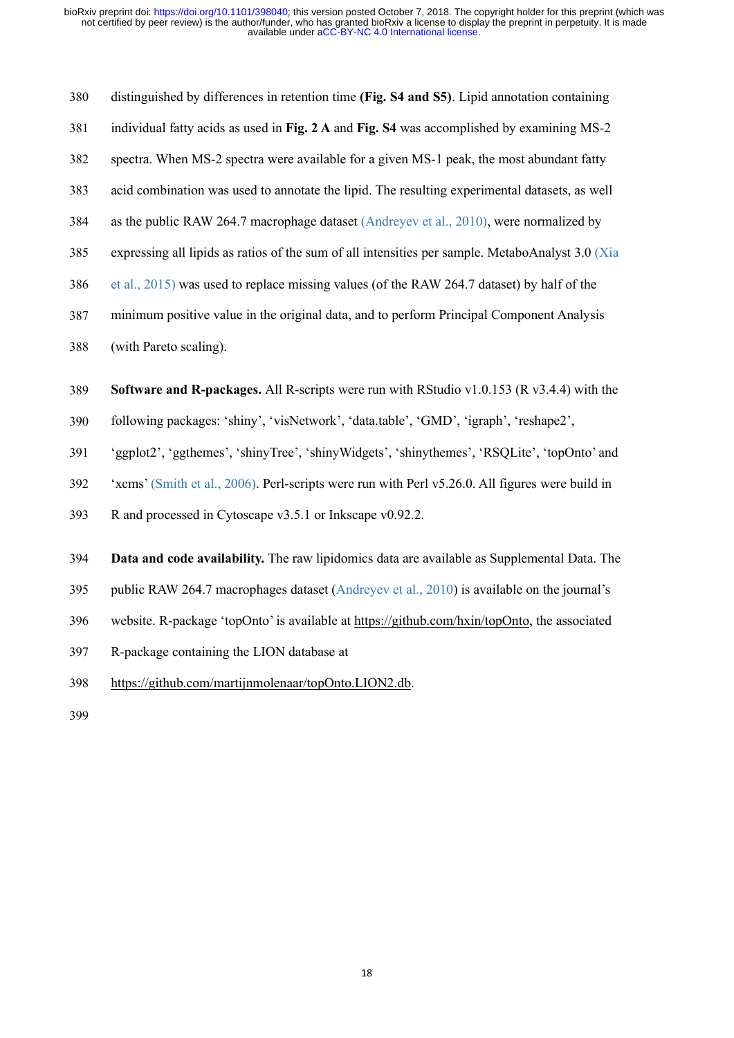distinguished by differences in retention time **(Fig. S4 and S5)**. Lipid annotation containing individual fatty acids as used in **Fig. 2 A** and **Fig. S4** was accomplished by examining MS-2 spectra. When MS-2 spectra were available for a given MS-1 peak, the most abundant fatty acid combination was used to annotate the lipid. The resulting experimental datasets, as well as the public RAW 264.7 macrophage dataset (Andreyev et al., 2010), were normalized by expressing all lipids as ratios of the sum of all intensities per sample. MetaboAnalyst 3.0 (Xia et al., 2015) was used to replace missing values (of the RAW 264.7 dataset) by half of the minimum positive value in the original data, and to perform Principal Component Analysis (with Pareto scaling).

**Software and R-packages.** All R-scripts were run with RStudio v1.0.153 (R v3.4.4) with the following packages: 'shiny', 'visNetwork', 'data.table', 'GMD', 'igraph', 'reshape2', 'ggplot2', 'ggthemes', 'shinyTree', 'shinyWidgets', 'shinythemes', 'RSQLite', 'topOnto' and 'xcms' (Smith et al., 2006). Perl-scripts were run with Perl v5.26.0. All figures were build in R and processed in Cytoscape v3.5.1 or Inkscape v0.92.2.

**Data and code availability.** The raw lipidomics data are available as Supplemental Data. The public RAW 264.7 macrophages dataset (Andreyev et al., 2010) is available on the journal's website. R-package 'topOnto' is available at https://github.com/hxin/topOnto, the associated R-package containing the LION database at https://github.com/martijnmolenaar/topOnto.LION2.db.